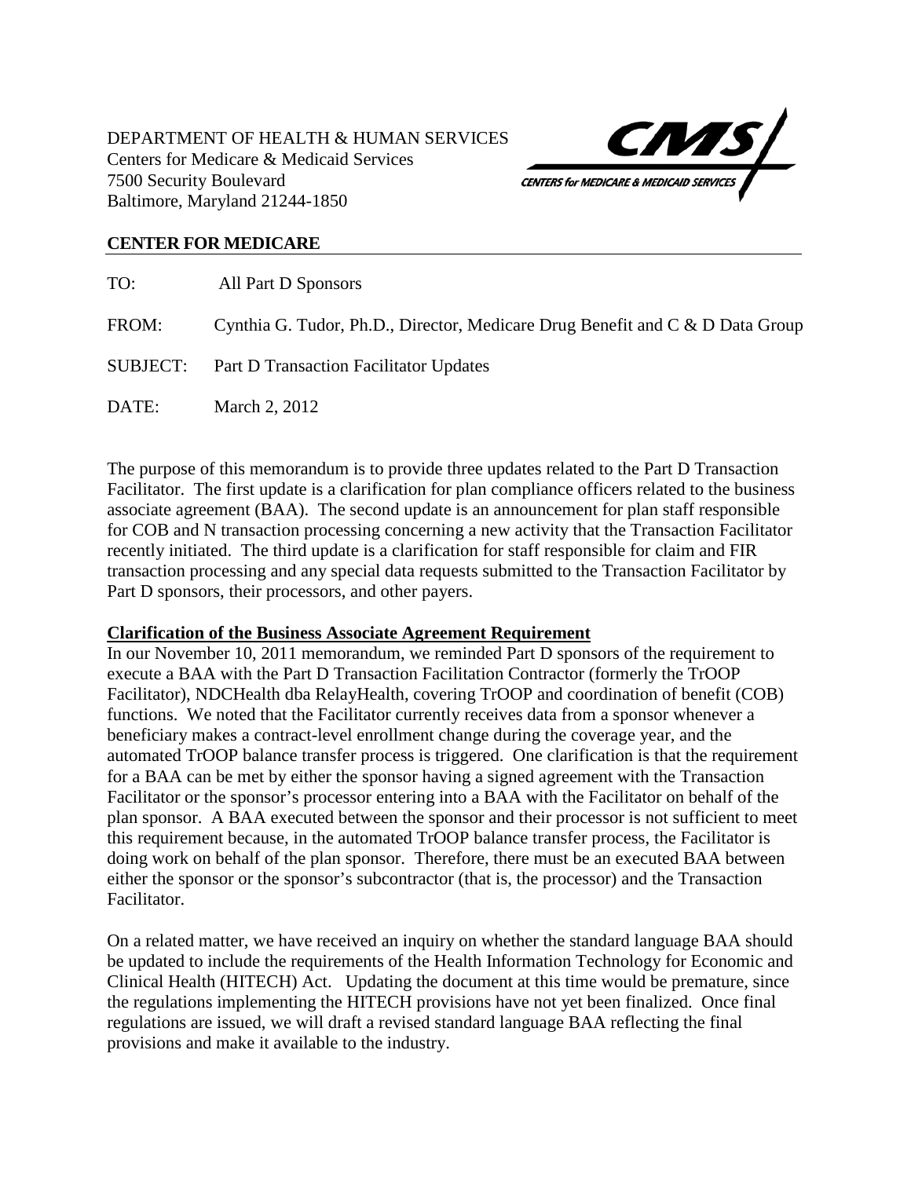DEPARTMENT OF HEALTH & HUMAN SERVICES
Centers for Medicare & Medicaid Services
7500 Security Boulevard
Baltimore, Maryland 21244-1850

**CENTER FOR MEDICARE**

TO: All Part D Sponsors

FROM: Cynthia G. Tudor, Ph.D., Director, Medicare Drug Benefit and C & D Data Group

SUBJECT: Part D Transaction Facilitator Updates

DATE: March 2, 2012

The purpose of this memorandum is to provide three updates related to the Part D Transaction Facilitator. The first update is a clarification for plan compliance officers related to the business associate agreement (BAA). The second update is an announcement for plan staff responsible for COB and N transaction processing concerning a new activity that the Transaction Facilitator recently initiated. The third update is a clarification for staff responsible for claim and FIR transaction processing and any special data requests submitted to the Transaction Facilitator by Part D sponsors, their processors, and other payers.

**Clarification of the Business Associate Agreement Requirement**

In our November 10, 2011 memorandum, we reminded Part D sponsors of the requirement to execute a BAA with the Part D Transaction Facilitation Contractor (formerly the TrOOP Facilitator), NDCHealth dba RelayHealth, covering TrOOP and coordination of benefit (COB) functions. We noted that the Facilitator currently receives data from a sponsor whenever a beneficiary makes a contract-level enrollment change during the coverage year, and the automated TrOOP balance transfer process is triggered. One clarification is that the requirement for a BAA can be met by either the sponsor having a signed agreement with the Transaction Facilitator or the sponsor's processor entering into a BAA with the Facilitator on behalf of the plan sponsor. A BAA executed between the sponsor and their processor is not sufficient to meet this requirement because, in the automated TrOOP balance transfer process, the Facilitator is doing work on behalf of the plan sponsor. Therefore, there must be an executed BAA between either the sponsor or the sponsor's subcontractor (that is, the processor) and the Transaction Facilitator.

On a related matter, we have received an inquiry on whether the standard language BAA should be updated to include the requirements of the Health Information Technology for Economic and Clinical Health (HITECH) Act. Updating the document at this time would be premature, since the regulations implementing the HITECH provisions have not yet been finalized. Once final regulations are issued, we will draft a revised standard language BAA reflecting the final provisions and make it available to the industry.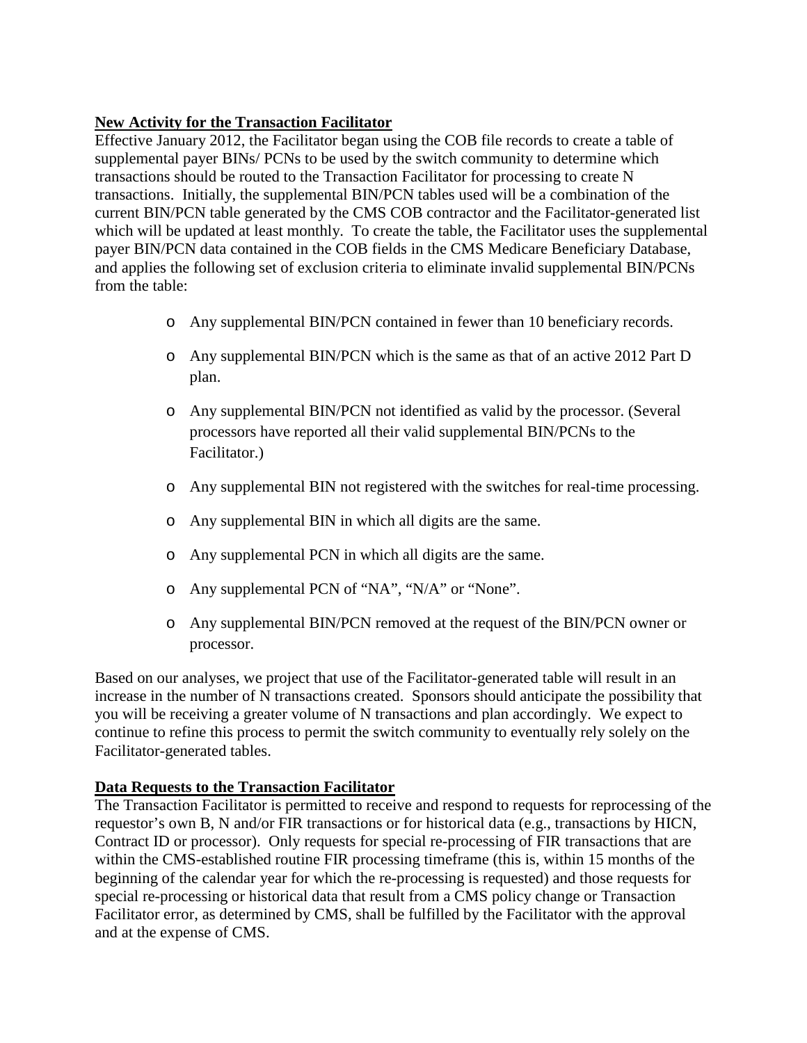**New Activity for the Transaction Facilitator**

Effective January 2012, the Facilitator began using the COB file records to create a table of supplemental payer BINs/ PCNs to be used by the switch community to determine which transactions should be routed to the Transaction Facilitator for processing to create N transactions. Initially, the supplemental BIN/PCN tables used will be a combination of the current BIN/PCN table generated by the CMS COB contractor and the Facilitator-generated list which will be updated at least monthly. To create the table, the Facilitator uses the supplemental payer BIN/PCN data contained in the COB fields in the CMS Medicare Beneficiary Database, and applies the following set of exclusion criteria to eliminate invalid supplemental BIN/PCNs from the table:

- Any supplemental BIN/PCN contained in fewer than 10 beneficiary records.
- Any supplemental BIN/PCN which is the same as that of an active 2012 Part D plan.
- Any supplemental BIN/PCN not identified as valid by the processor. (Several processors have reported all their valid supplemental BIN/PCNs to the Facilitator.)
- Any supplemental BIN not registered with the switches for real-time processing.
- Any supplemental BIN in which all digits are the same.
- Any supplemental PCN in which all digits are the same.
- Any supplemental PCN of "NA", "N/A" or "None".
- Any supplemental BIN/PCN removed at the request of the BIN/PCN owner or processor.

Based on our analyses, we project that use of the Facilitator-generated table will result in an increase in the number of N transactions created. Sponsors should anticipate the possibility that you will be receiving a greater volume of N transactions and plan accordingly. We expect to continue to refine this process to permit the switch community to eventually rely solely on the Facilitator-generated tables.

**Data Requests to the Transaction Facilitator**

The Transaction Facilitator is permitted to receive and respond to requests for reprocessing of the requestor's own B, N and/or FIR transactions or for historical data (e.g., transactions by HICN, Contract ID or processor). Only requests for special re-processing of FIR transactions that are within the CMS-established routine FIR processing timeframe (this is, within 15 months of the beginning of the calendar year for which the re-processing is requested) and those requests for special re-processing or historical data that result from a CMS policy change or Transaction Facilitator error, as determined by CMS, shall be fulfilled by the Facilitator with the approval and at the expense of CMS.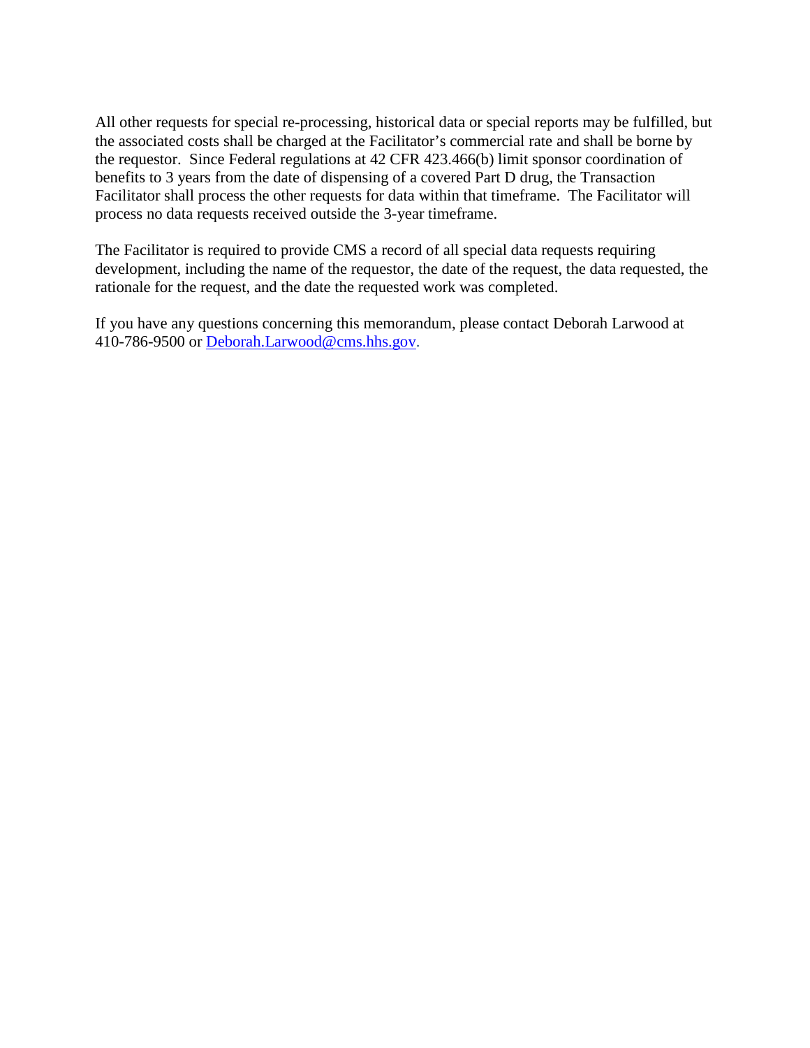All other requests for special re-processing, historical data or special reports may be fulfilled, but the associated costs shall be charged at the Facilitator's commercial rate and shall be borne by the requestor. Since Federal regulations at 42 CFR 423.466(b) limit sponsor coordination of benefits to 3 years from the date of dispensing of a covered Part D drug, the Transaction Facilitator shall process the other requests for data within that timeframe. The Facilitator will process no data requests received outside the 3-year timeframe.

The Facilitator is required to provide CMS a record of all special data requests requiring development, including the name of the requestor, the date of the request, the data requested, the rationale for the request, and the date the requested work was completed.

If you have any questions concerning this memorandum, please contact Deborah Larwood at 410-786-9500 or Deborah.Larwood@cms.hhs.gov.